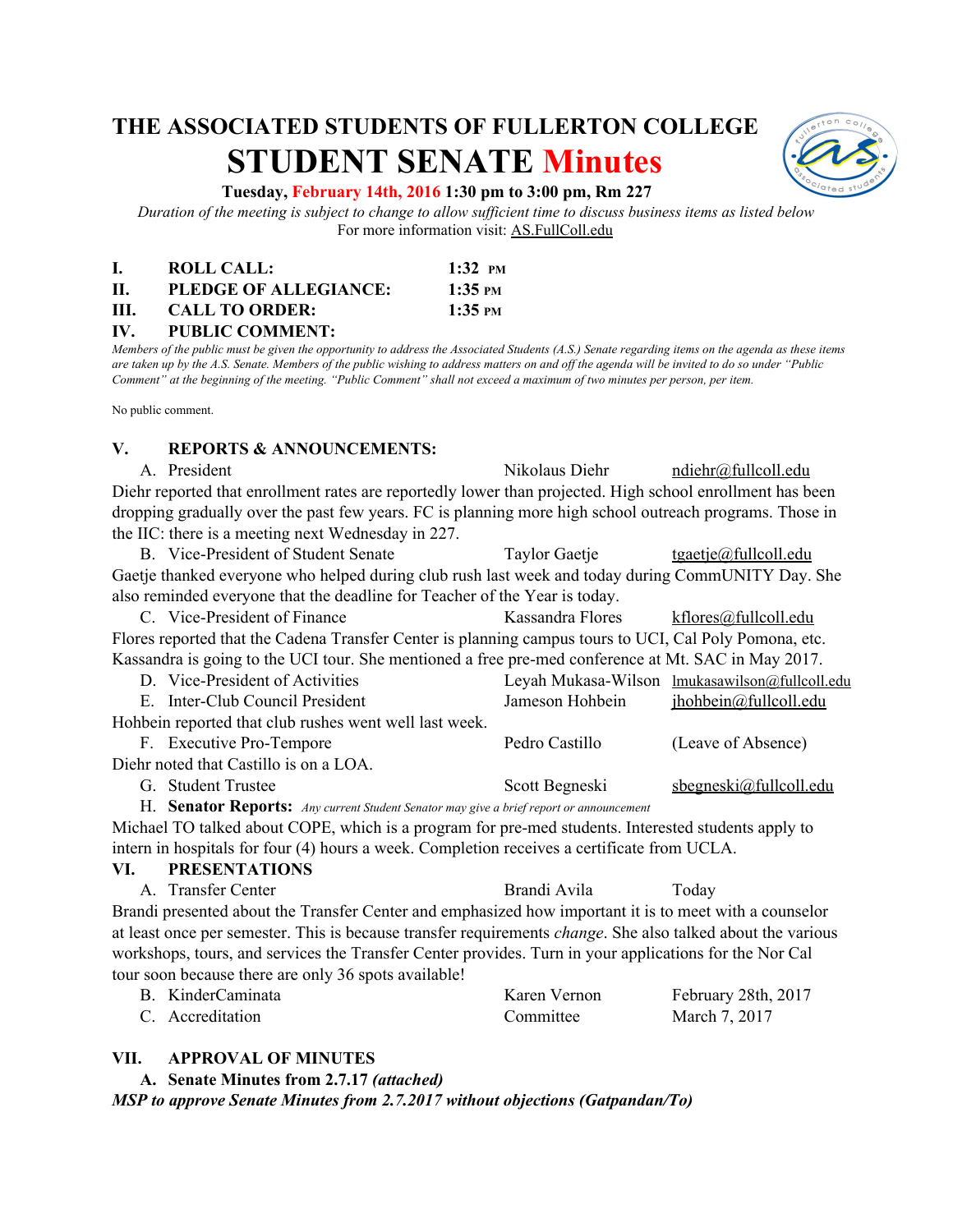# THE ASSOCIATED STUDENTS OF FULLERTON COLLEGE

# STUDENT SENATE Minutes

**Tuesday, February 14th, 2016 1:30 pm to 3:00 pm, Rm 227**

*Duration of the meeting is subject to change to allow sufficient time to discuss business items as listed below*

For more information visit: AS.FullColl.edu

**I. ROLL CALL:** 1:32 PM

**II. PLEDGE OF ALLEGIANCE:** 1:35 PM

**III. CALL TO ORDER:** 1:35 PM

**IV. PUBLIC COMMENT:**

*Members of the public must be given the opportunity to address the Associated Students (A.S.) Senate regarding items on the agenda as these items are taken up by the A.S. Senate. Members of the public wishing to address matters on and off the agenda will be invited to do so under "Public Comment" at the beginning of the meeting. "Public Comment" shall not exceed a maximum of two minutes per person, per item.*

No public comment.

## V. REPORTS & ANNOUNCEMENTS:

A. President — Nikolaus Diehr — ndiehr@fullcoll.edu

Diehr reported that enrollment rates are reportedly lower than projected. High school enrollment has been dropping gradually over the past few years. FC is planning more high school outreach programs. Those in the IIC: there is a meeting next Wednesday in 227.

B. Vice-President of Student Senate — Taylor Gaetje — tgaetje@fullcoll.edu

Gaetje thanked everyone who helped during club rush last week and today during CommUNITY Day. She also reminded everyone that the deadline for Teacher of the Year is today.

C. Vice-President of Finance — Kassandra Flores — kflores@fullcoll.edu

Flores reported that the Cadena Transfer Center is planning campus tours to UCI, Cal Poly Pomona, etc. Kassandra is going to the UCI tour. She mentioned a free pre-med conference at Mt. SAC in May 2017.

D. Vice-President of Activities — Leyah Mukasa-Wilson — lmukasawilson@fullcoll.edu

E. Inter-Club Council President — Jameson Hohbein — jhohbein@fullcoll.edu

Hohbein reported that club rushes went well last week.

F. Executive Pro-Tempore — Pedro Castillo — (Leave of Absence)

Diehr noted that Castillo is on a LOA.

G. Student Trustee — Scott Begneski — sbegneski@fullcoll.edu

H. **Senator Reports:** *Any current Student Senator may give a brief report or announcement*

Michael TO talked about COPE, which is a program for pre-med students. Interested students apply to intern in hospitals for four (4) hours a week. Completion receives a certificate from UCLA.

## VI. PRESENTATIONS

A. Transfer Center — Brandi Avila — Today

Brandi presented about the Transfer Center and emphasized how important it is to meet with a counselor at least once per semester. This is because transfer requirements *change*. She also talked about the various workshops, tours, and services the Transfer Center provides. Turn in your applications for the Nor Cal tour soon because there are only 36 spots available!

B. KinderCaminata — Karen Vernon — February 28th, 2017

C. Accreditation — Committee — March 7, 2017

## VII. APPROVAL OF MINUTES

**A. Senate Minutes from 2.7.17 *(attached)***

***MSP to approve Senate Minutes from 2.7.2017 without objections (Gatpandan/To)***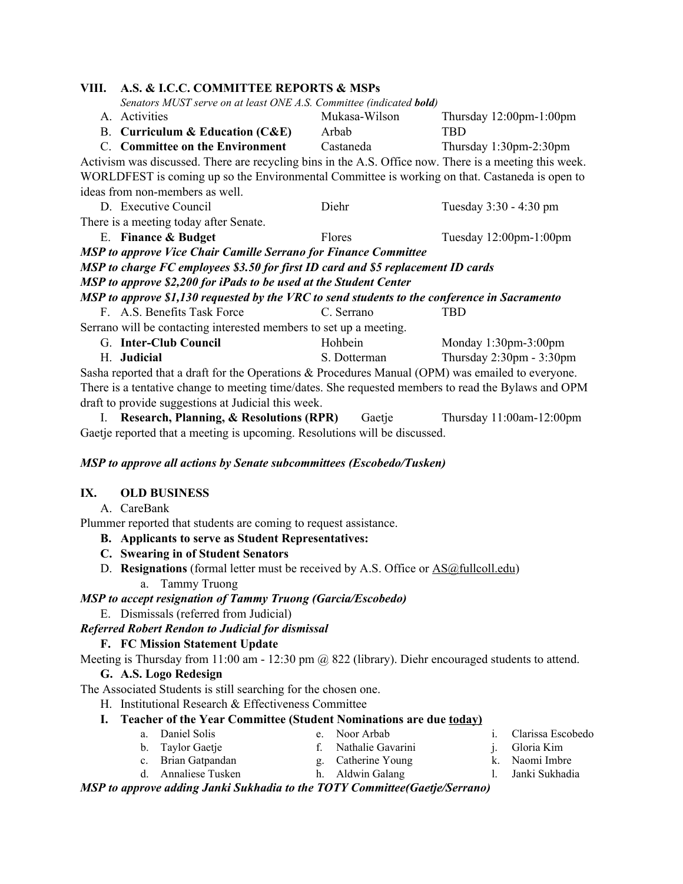## VIII. A.S. & I.C.C. COMMITTEE REPORTS & MSPs

*Senators MUST serve on at least ONE A.S. Committee (indicated **bold**)*

A. Activities — Mukasa-Wilson — Thursday 12:00pm-1:00pm

B. **Curriculum & Education (C&E)** — Arbab — TBD

C. **Committee on the Environment** — Castaneda — Thursday 1:30pm-2:30pm

Activism was discussed. There are recycling bins in the A.S. Office now. There is a meeting this week. WORLDFEST is coming up so the Environmental Committee is working on that. Castaneda is open to ideas from non-members as well.

D. Executive Council — Diehr — Tuesday 3:30 - 4:30 pm

There is a meeting today after Senate.

E. **Finance & Budget** — Flores — Tuesday 12:00pm-1:00pm

***MSP to approve Vice Chair Camille Serrano for Finance Committee***

***MSP to charge FC employees $3.50 for first ID card and $5 replacement ID cards***

***MSP to approve $2,200 for iPads to be used at the Student Center***

***MSP to approve $1,130 requested by the VRC to send students to the conference in Sacramento***

F. A.S. Benefits Task Force — C. Serrano — TBD

Serrano will be contacting interested members to set up a meeting.

G. **Inter-Club Council** — Hohbein — Monday 1:30pm-3:00pm

H. **Judicial** — S. Dotterman — Thursday 2:30pm - 3:30pm

Sasha reported that a draft for the Operations & Procedures Manual (OPM) was emailed to everyone. There is a tentative change to meeting time/dates. She requested members to read the Bylaws and OPM draft to provide suggestions at Judicial this week.

I. **Research, Planning, & Resolutions (RPR)** — Gaetje — Thursday 11:00am-12:00pm

Gaetje reported that a meeting is upcoming. Resolutions will be discussed.

***MSP to approve all actions by Senate subcommittees (Escobedo/Tusken)***

## IX. OLD BUSINESS

A. CareBank

Plummer reported that students are coming to request assistance.

**B. Applicants to serve as Student Representatives:**

**C. Swearing in of Student Senators**

D. **Resignations** (formal letter must be received by A.S. Office or AS@fullcoll.edu)

a. Tammy Truong

***MSP to accept resignation of Tammy Truong (Garcia/Escobedo)***

E. Dismissals (referred from Judicial)

***Referred Robert Rendon to Judicial for dismissal***

**F. FC Mission Statement Update**

Meeting is Thursday from 11:00 am - 12:30 pm @ 822 (library). Diehr encouraged students to attend.

**G. A.S. Logo Redesign**

The Associated Students is still searching for the chosen one.

H. Institutional Research & Effectiveness Committee

**I. Teacher of the Year Committee (Student Nominations are due <u>today</u>)**

a. Daniel Solis
b. Taylor Gaetje
c. Brian Gatpandan
d. Annaliese Tusken
e. Noor Arbab
f. Nathalie Gavarini
g. Catherine Young
h. Aldwin Galang
i. Clarissa Escobedo
j. Gloria Kim
k. Naomi Imbre
l. Janki Sukhadia

***MSP to approve adding Janki Sukhadia to the TOTY Committee(Gaetje/Serrano)***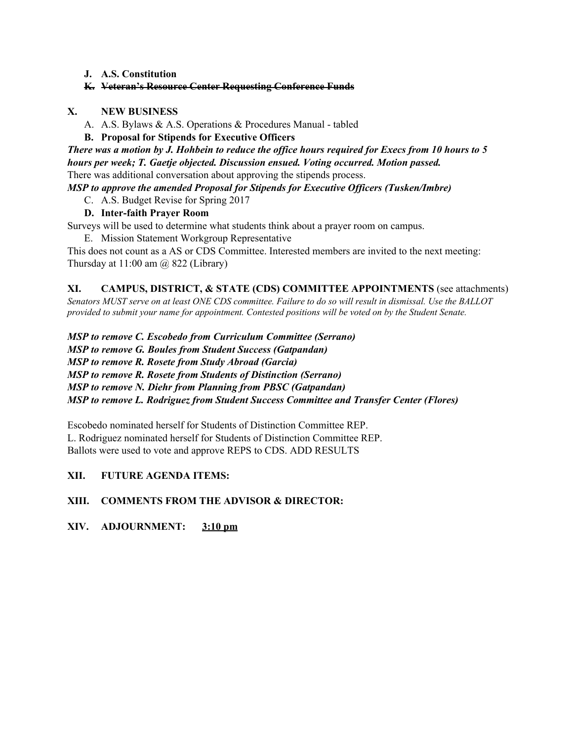**J. A.S. Constitution**

~~**K. Veteran's Resource Center Requesting Conference Funds**~~

## X. NEW BUSINESS

A. A.S. Bylaws & A.S. Operations & Procedures Manual - tabled

**B. Proposal for Stipends for Executive Officers**

***There was a motion by J. Hohbein to reduce the office hours required for Execs from 10 hours to 5 hours per week; T. Gaetje objected. Discussion ensued. Voting occurred. Motion passed.***

There was additional conversation about approving the stipends process.

***MSP to approve the amended Proposal for Stipends for Executive Officers (Tusken/Imbre)***

C. A.S. Budget Revise for Spring 2017

**D. Inter-faith Prayer Room**

Surveys will be used to determine what students think about a prayer room on campus.

E. Mission Statement Workgroup Representative

This does not count as a AS or CDS Committee. Interested members are invited to the next meeting: Thursday at 11:00 am @ 822 (Library)

## XI. CAMPUS, DISTRICT, & STATE (CDS) COMMITTEE APPOINTMENTS (see attachments)

*Senators MUST serve on at least ONE CDS committee. Failure to do so will result in dismissal. Use the BALLOT provided to submit your name for appointment. Contested positions will be voted on by the Student Senate.*

***MSP to remove C. Escobedo from Curriculum Committee (Serrano)***
***MSP to remove G. Boules from Student Success (Gatpandan)***
***MSP to remove R. Rosete from Study Abroad (Garcia)***
***MSP to remove R. Rosete from Students of Distinction (Serrano)***
***MSP to remove N. Diehr from Planning from PBSC (Gatpandan)***
***MSP to remove L. Rodriguez from Student Success Committee and Transfer Center (Flores)***

Escobedo nominated herself for Students of Distinction Committee REP.
L. Rodriguez nominated herself for Students of Distinction Committee REP.
Ballots were used to vote and approve REPS to CDS. ADD RESULTS

## XII. FUTURE AGENDA ITEMS:

## XIII. COMMENTS FROM THE ADVISOR & DIRECTOR:

## XIV. ADJOURNMENT: 3:10 pm